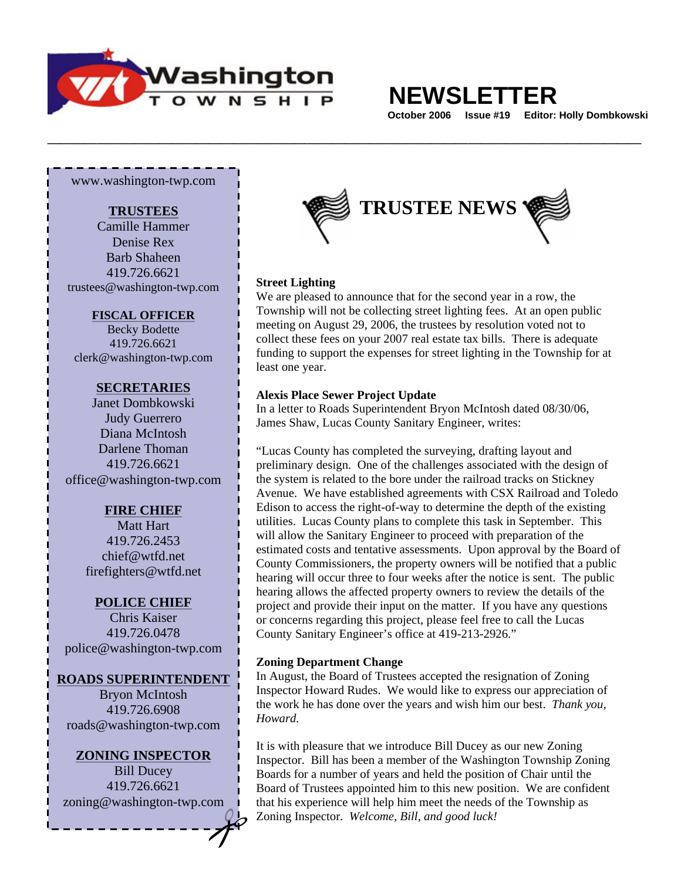# Washington Township

# NEWSLETTER

**October 2006 Issue #19 Editor: Holly Dombkowski**

---

www.washington-twp.com

**TRUSTEES**
Camille Hammer
Denise Rex
Barb Shaheen
419.726.6621
trustees@washington-twp.com

**FISCAL OFFICER**
Becky Bodette
419.726.6621
clerk@washington-twp.com

**SECRETARIES**
Janet Dombkowski
Judy Guerrero
Diana McIntosh
Darlene Thoman
419.726.6621
office@washington-twp.com

**FIRE CHIEF**
Matt Hart
419.726.2453
chief@wtfd.net
firefighters@wtfd.net

**POLICE CHIEF**
Chris Kaiser
419.726.0478
police@washington-twp.com

**ROADS SUPERINTENDENT**
Bryon McIntosh
419.726.6908
roads@washington-twp.com

**ZONING INSPECTOR**
Bill Ducey
419.726.6621
zoning@washington-twp.com

## TRUSTEE NEWS

**Street Lighting**

We are pleased to announce that for the second year in a row, the Township will not be collecting street lighting fees. At an open public meeting on August 29, 2006, the trustees by resolution voted not to collect these fees on your 2007 real estate tax bills. There is adequate funding to support the expenses for street lighting in the Township for at least one year.

**Alexis Place Sewer Project Update**

In a letter to Roads Superintendent Bryon McIntosh dated 08/30/06, James Shaw, Lucas County Sanitary Engineer, writes:

"Lucas County has completed the surveying, drafting layout and preliminary design. One of the challenges associated with the design of the system is related to the bore under the railroad tracks on Stickney Avenue. We have established agreements with CSX Railroad and Toledo Edison to access the right-of-way to determine the depth of the existing utilities. Lucas County plans to complete this task in September. This will allow the Sanitary Engineer to proceed with preparation of the estimated costs and tentative assessments. Upon approval by the Board of County Commissioners, the property owners will be notified that a public hearing will occur three to four weeks after the notice is sent. The public hearing allows the affected property owners to review the details of the project and provide their input on the matter. If you have any questions or concerns regarding this project, please feel free to call the Lucas County Sanitary Engineer's office at 419-213-2926."

**Zoning Department Change**

In August, the Board of Trustees accepted the resignation of Zoning Inspector Howard Rudes. We would like to express our appreciation of the work he has done over the years and wish him our best. *Thank you, Howard.*

It is with pleasure that we introduce Bill Ducey as our new Zoning Inspector. Bill has been a member of the Washington Township Zoning Boards for a number of years and held the position of Chair until the Board of Trustees appointed him to this new position. We are confident that his experience will help him meet the needs of the Township as Zoning Inspector. *Welcome, Bill, and good luck!*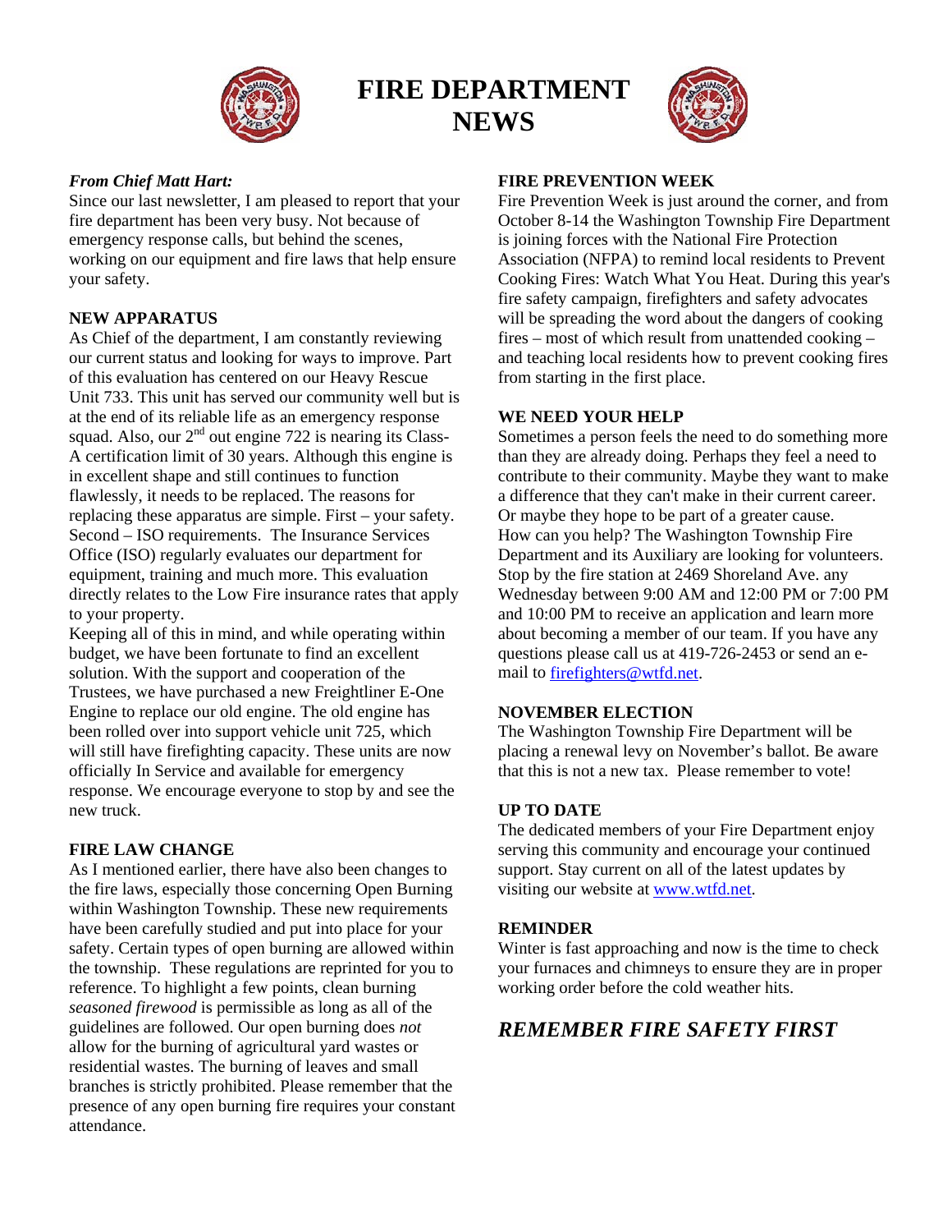# FIRE DEPARTMENT NEWS

*From Chief Matt Hart:*

Since our last newsletter, I am pleased to report that your fire department has been very busy. Not because of emergency response calls, but behind the scenes, working on our equipment and fire laws that help ensure your safety.

**NEW APPARATUS**

As Chief of the department, I am constantly reviewing our current status and looking for ways to improve. Part of this evaluation has centered on our Heavy Rescue Unit 733. This unit has served our community well but is at the end of its reliable life as an emergency response squad. Also, our 2nd out engine 722 is nearing its Class-A certification limit of 30 years. Although this engine is in excellent shape and still continues to function flawlessly, it needs to be replaced. The reasons for replacing these apparatus are simple. First – your safety. Second – ISO requirements. The Insurance Services Office (ISO) regularly evaluates our department for equipment, training and much more. This evaluation directly relates to the Low Fire insurance rates that apply to your property.

Keeping all of this in mind, and while operating within budget, we have been fortunate to find an excellent solution. With the support and cooperation of the Trustees, we have purchased a new Freightliner E-One Engine to replace our old engine. The old engine has been rolled over into support vehicle unit 725, which will still have firefighting capacity. These units are now officially In Service and available for emergency response. We encourage everyone to stop by and see the new truck.

**FIRE LAW CHANGE**

As I mentioned earlier, there have also been changes to the fire laws, especially those concerning Open Burning within Washington Township. These new requirements have been carefully studied and put into place for your safety. Certain types of open burning are allowed within the township. These regulations are reprinted for you to reference. To highlight a few points, clean burning *seasoned firewood* is permissible as long as all of the guidelines are followed. Our open burning does *not* allow for the burning of agricultural yard wastes or residential wastes. The burning of leaves and small branches is strictly prohibited. Please remember that the presence of any open burning fire requires your constant attendance.

**FIRE PREVENTION WEEK**

Fire Prevention Week is just around the corner, and from October 8-14 the Washington Township Fire Department is joining forces with the National Fire Protection Association (NFPA) to remind local residents to Prevent Cooking Fires: Watch What You Heat. During this year's fire safety campaign, firefighters and safety advocates will be spreading the word about the dangers of cooking fires – most of which result from unattended cooking – and teaching local residents how to prevent cooking fires from starting in the first place.

**WE NEED YOUR HELP**

Sometimes a person feels the need to do something more than they are already doing. Perhaps they feel a need to contribute to their community. Maybe they want to make a difference that they can't make in their current career. Or maybe they hope to be part of a greater cause.
How can you help? The Washington Township Fire Department and its Auxiliary are looking for volunteers. Stop by the fire station at 2469 Shoreland Ave. any Wednesday between 9:00 AM and 12:00 PM or 7:00 PM and 10:00 PM to receive an application and learn more about becoming a member of our team. If you have any questions please call us at 419-726-2453 or send an e-mail to firefighters@wtfd.net.

**NOVEMBER ELECTION**

The Washington Township Fire Department will be placing a renewal levy on November's ballot. Be aware that this is not a new tax. Please remember to vote!

**UP TO DATE**

The dedicated members of your Fire Department enjoy serving this community and encourage your continued support. Stay current on all of the latest updates by visiting our website at www.wtfd.net.

**REMINDER**

Winter is fast approaching and now is the time to check your furnaces and chimneys to ensure they are in proper working order before the cold weather hits.

## *REMEMBER FIRE SAFETY FIRST*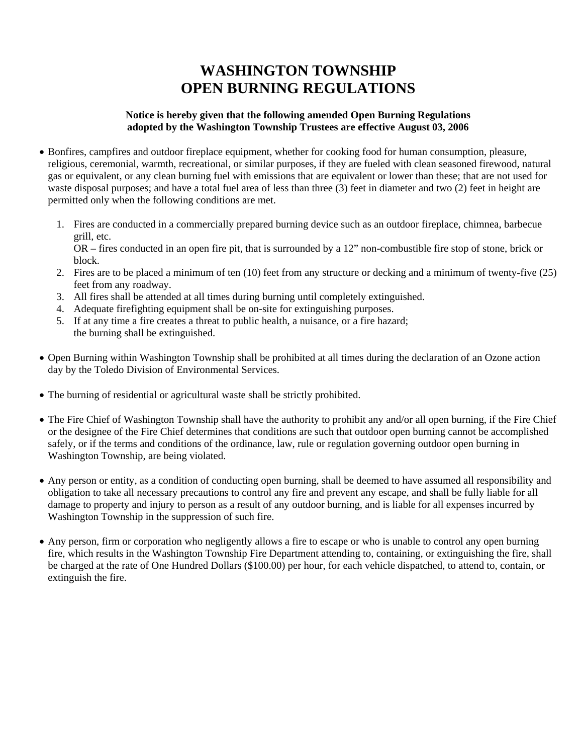# WASHINGTON TOWNSHIP
# OPEN BURNING REGULATIONS

**Notice is hereby given that the following amended Open Burning Regulations adopted by the Washington Township Trustees are effective August 03, 2006**

- Bonfires, campfires and outdoor fireplace equipment, whether for cooking food for human consumption, pleasure, religious, ceremonial, warmth, recreational, or similar purposes, if they are fueled with clean seasoned firewood, natural gas or equivalent, or any clean burning fuel with emissions that are equivalent or lower than these; that are not used for waste disposal purposes; and have a total fuel area of less than three (3) feet in diameter and two (2) feet in height are permitted only when the following conditions are met.

  1. Fires are conducted in a commercially prepared burning device such as an outdoor fireplace, chimnea, barbecue grill, etc.
     OR – fires conducted in an open fire pit, that is surrounded by a 12" non-combustible fire stop of stone, brick or block.
  2. Fires are to be placed a minimum of ten (10) feet from any structure or decking and a minimum of twenty-five (25) feet from any roadway.
  3. All fires shall be attended at all times during burning until completely extinguished.
  4. Adequate firefighting equipment shall be on-site for extinguishing purposes.
  5. If at any time a fire creates a threat to public health, a nuisance, or a fire hazard; the burning shall be extinguished.

- Open Burning within Washington Township shall be prohibited at all times during the declaration of an Ozone action day by the Toledo Division of Environmental Services.

- The burning of residential or agricultural waste shall be strictly prohibited.

- The Fire Chief of Washington Township shall have the authority to prohibit any and/or all open burning, if the Fire Chief or the designee of the Fire Chief determines that conditions are such that outdoor open burning cannot be accomplished safely, or if the terms and conditions of the ordinance, law, rule or regulation governing outdoor open burning in Washington Township, are being violated.

- Any person or entity, as a condition of conducting open burning, shall be deemed to have assumed all responsibility and obligation to take all necessary precautions to control any fire and prevent any escape, and shall be fully liable for all damage to property and injury to person as a result of any outdoor burning, and is liable for all expenses incurred by Washington Township in the suppression of such fire.

- Any person, firm or corporation who negligently allows a fire to escape or who is unable to control any open burning fire, which results in the Washington Township Fire Department attending to, containing, or extinguishing the fire, shall be charged at the rate of One Hundred Dollars ($100.00) per hour, for each vehicle dispatched, to attend to, contain, or extinguish the fire.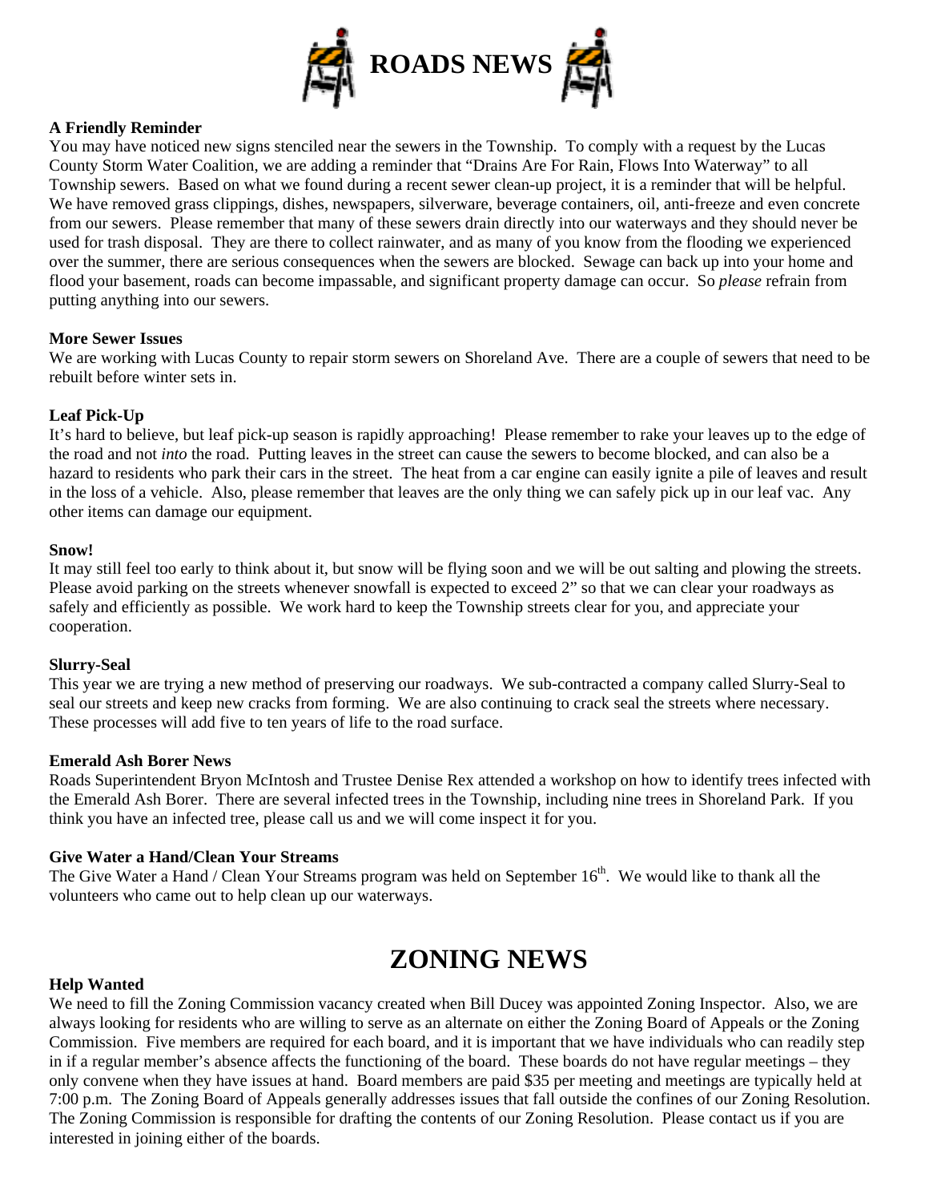# ROADS NEWS

### A Friendly Reminder

You may have noticed new signs stenciled near the sewers in the Township. To comply with a request by the Lucas County Storm Water Coalition, we are adding a reminder that "Drains Are For Rain, Flows Into Waterway" to all Township sewers. Based on what we found during a recent sewer clean-up project, it is a reminder that will be helpful. We have removed grass clippings, dishes, newspapers, silverware, beverage containers, oil, anti-freeze and even concrete from our sewers. Please remember that many of these sewers drain directly into our waterways and they should never be used for trash disposal. They are there to collect rainwater, and as many of you know from the flooding we experienced over the summer, there are serious consequences when the sewers are blocked. Sewage can back up into your home and flood your basement, roads can become impassable, and significant property damage can occur. So *please* refrain from putting anything into our sewers.

### More Sewer Issues

We are working with Lucas County to repair storm sewers on Shoreland Ave. There are a couple of sewers that need to be rebuilt before winter sets in.

### Leaf Pick-Up

It's hard to believe, but leaf pick-up season is rapidly approaching! Please remember to rake your leaves up to the edge of the road and not *into* the road. Putting leaves in the street can cause the sewers to become blocked, and can also be a hazard to residents who park their cars in the street. The heat from a car engine can easily ignite a pile of leaves and result in the loss of a vehicle. Also, please remember that leaves are the only thing we can safely pick up in our leaf vac. Any other items can damage our equipment.

### Snow!

It may still feel too early to think about it, but snow will be flying soon and we will be out salting and plowing the streets. Please avoid parking on the streets whenever snowfall is expected to exceed 2" so that we can clear your roadways as safely and efficiently as possible. We work hard to keep the Township streets clear for you, and appreciate your cooperation.

### Slurry-Seal

This year we are trying a new method of preserving our roadways. We sub-contracted a company called Slurry-Seal to seal our streets and keep new cracks from forming. We are also continuing to crack seal the streets where necessary. These processes will add five to ten years of life to the road surface.

### Emerald Ash Borer News

Roads Superintendent Bryon McIntosh and Trustee Denise Rex attended a workshop on how to identify trees infected with the Emerald Ash Borer. There are several infected trees in the Township, including nine trees in Shoreland Park. If you think you have an infected tree, please call us and we will come inspect it for you.

### Give Water a Hand/Clean Your Streams

The Give Water a Hand / Clean Your Streams program was held on September 16th. We would like to thank all the volunteers who came out to help clean up our waterways.

# ZONING NEWS

### Help Wanted

We need to fill the Zoning Commission vacancy created when Bill Ducey was appointed Zoning Inspector. Also, we are always looking for residents who are willing to serve as an alternate on either the Zoning Board of Appeals or the Zoning Commission. Five members are required for each board, and it is important that we have individuals who can readily step in if a regular member's absence affects the functioning of the board. These boards do not have regular meetings – they only convene when they have issues at hand. Board members are paid $35 per meeting and meetings are typically held at 7:00 p.m. The Zoning Board of Appeals generally addresses issues that fall outside the confines of our Zoning Resolution. The Zoning Commission is responsible for drafting the contents of our Zoning Resolution. Please contact us if you are interested in joining either of the boards.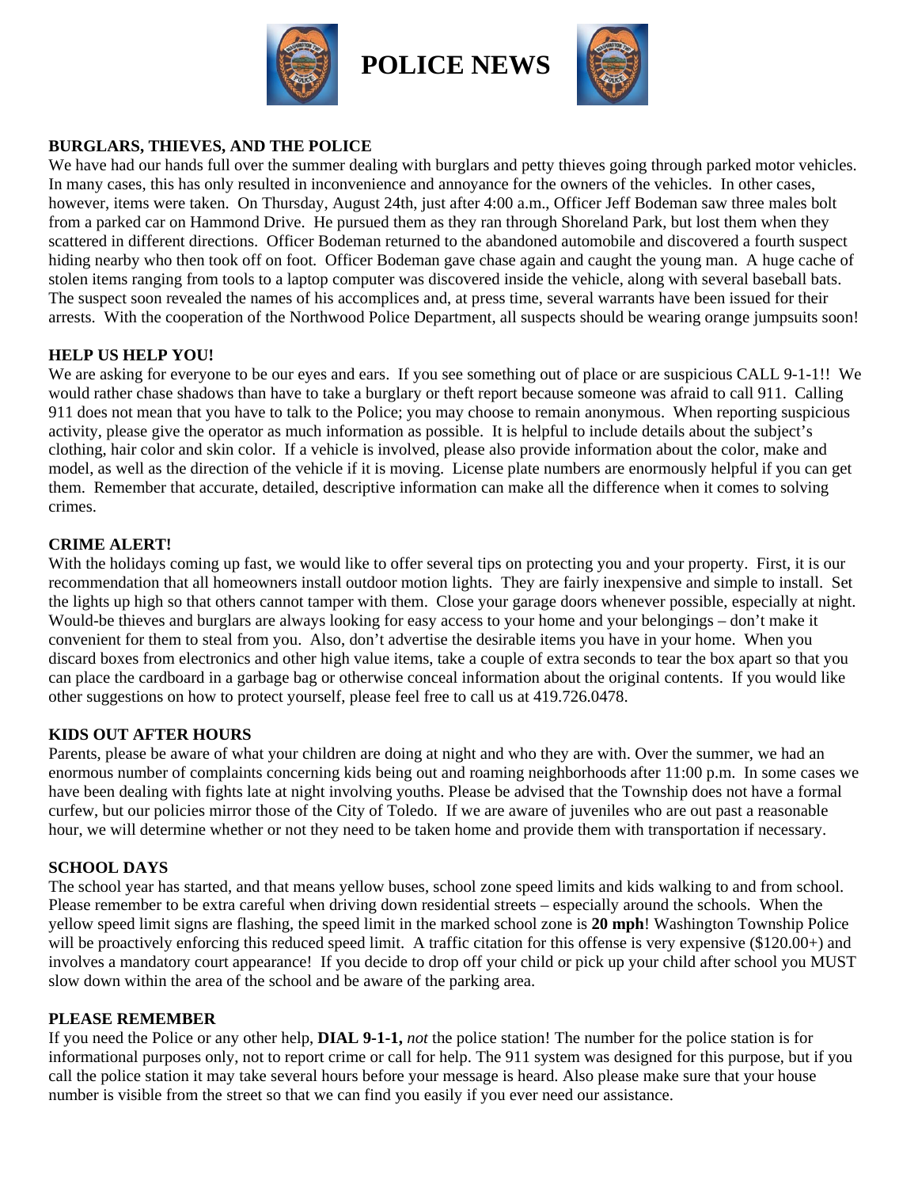# POLICE NEWS

### BURGLARS, THIEVES, AND THE POLICE

We have had our hands full over the summer dealing with burglars and petty thieves going through parked motor vehicles. In many cases, this has only resulted in inconvenience and annoyance for the owners of the vehicles. In other cases, however, items were taken. On Thursday, August 24th, just after 4:00 a.m., Officer Jeff Bodeman saw three males bolt from a parked car on Hammond Drive. He pursued them as they ran through Shoreland Park, but lost them when they scattered in different directions. Officer Bodeman returned to the abandoned automobile and discovered a fourth suspect hiding nearby who then took off on foot. Officer Bodeman gave chase again and caught the young man. A huge cache of stolen items ranging from tools to a laptop computer was discovered inside the vehicle, along with several baseball bats. The suspect soon revealed the names of his accomplices and, at press time, several warrants have been issued for their arrests. With the cooperation of the Northwood Police Department, all suspects should be wearing orange jumpsuits soon!

### HELP US HELP YOU!

We are asking for everyone to be our eyes and ears. If you see something out of place or are suspicious CALL 9-1-1!! We would rather chase shadows than have to take a burglary or theft report because someone was afraid to call 911. Calling 911 does not mean that you have to talk to the Police; you may choose to remain anonymous. When reporting suspicious activity, please give the operator as much information as possible. It is helpful to include details about the subject's clothing, hair color and skin color. If a vehicle is involved, please also provide information about the color, make and model, as well as the direction of the vehicle if it is moving. License plate numbers are enormously helpful if you can get them. Remember that accurate, detailed, descriptive information can make all the difference when it comes to solving crimes.

### CRIME ALERT!

With the holidays coming up fast, we would like to offer several tips on protecting you and your property. First, it is our recommendation that all homeowners install outdoor motion lights. They are fairly inexpensive and simple to install. Set the lights up high so that others cannot tamper with them. Close your garage doors whenever possible, especially at night. Would-be thieves and burglars are always looking for easy access to your home and your belongings – don't make it convenient for them to steal from you. Also, don't advertise the desirable items you have in your home. When you discard boxes from electronics and other high value items, take a couple of extra seconds to tear the box apart so that you can place the cardboard in a garbage bag or otherwise conceal information about the original contents. If you would like other suggestions on how to protect yourself, please feel free to call us at 419.726.0478.

### KIDS OUT AFTER HOURS

Parents, please be aware of what your children are doing at night and who they are with. Over the summer, we had an enormous number of complaints concerning kids being out and roaming neighborhoods after 11:00 p.m. In some cases we have been dealing with fights late at night involving youths. Please be advised that the Township does not have a formal curfew, but our policies mirror those of the City of Toledo. If we are aware of juveniles who are out past a reasonable hour, we will determine whether or not they need to be taken home and provide them with transportation if necessary.

### SCHOOL DAYS

The school year has started, and that means yellow buses, school zone speed limits and kids walking to and from school. Please remember to be extra careful when driving down residential streets – especially around the schools. When the yellow speed limit signs are flashing, the speed limit in the marked school zone is **20 mph**! Washington Township Police will be proactively enforcing this reduced speed limit. A traffic citation for this offense is very expensive ($120.00+) and involves a mandatory court appearance! If you decide to drop off your child or pick up your child after school you MUST slow down within the area of the school and be aware of the parking area.

### PLEASE REMEMBER

If you need the Police or any other help, **DIAL 9-1-1,** *not* the police station! The number for the police station is for informational purposes only, not to report crime or call for help. The 911 system was designed for this purpose, but if you call the police station it may take several hours before your message is heard. Also please make sure that your house number is visible from the street so that we can find you easily if you ever need our assistance.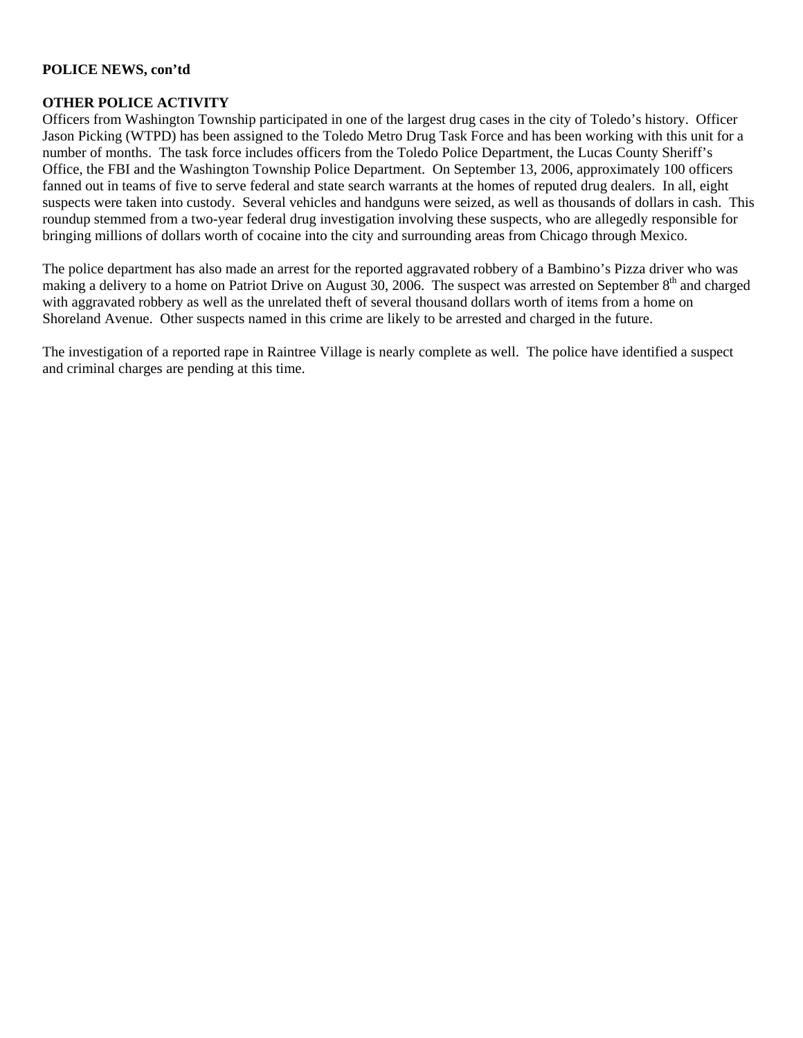**POLICE NEWS, con'td**

**OTHER POLICE ACTIVITY**

Officers from Washington Township participated in one of the largest drug cases in the city of Toledo's history. Officer Jason Picking (WTPD) has been assigned to the Toledo Metro Drug Task Force and has been working with this unit for a number of months. The task force includes officers from the Toledo Police Department, the Lucas County Sheriff's Office, the FBI and the Washington Township Police Department. On September 13, 2006, approximately 100 officers fanned out in teams of five to serve federal and state search warrants at the homes of reputed drug dealers. In all, eight suspects were taken into custody. Several vehicles and handguns were seized, as well as thousands of dollars in cash. This roundup stemmed from a two-year federal drug investigation involving these suspects, who are allegedly responsible for bringing millions of dollars worth of cocaine into the city and surrounding areas from Chicago through Mexico.

The police department has also made an arrest for the reported aggravated robbery of a Bambino's Pizza driver who was making a delivery to a home on Patriot Drive on August 30, 2006. The suspect was arrested on September 8th and charged with aggravated robbery as well as the unrelated theft of several thousand dollars worth of items from a home on Shoreland Avenue. Other suspects named in this crime are likely to be arrested and charged in the future.

The investigation of a reported rape in Raintree Village is nearly complete as well. The police have identified a suspect and criminal charges are pending at this time.